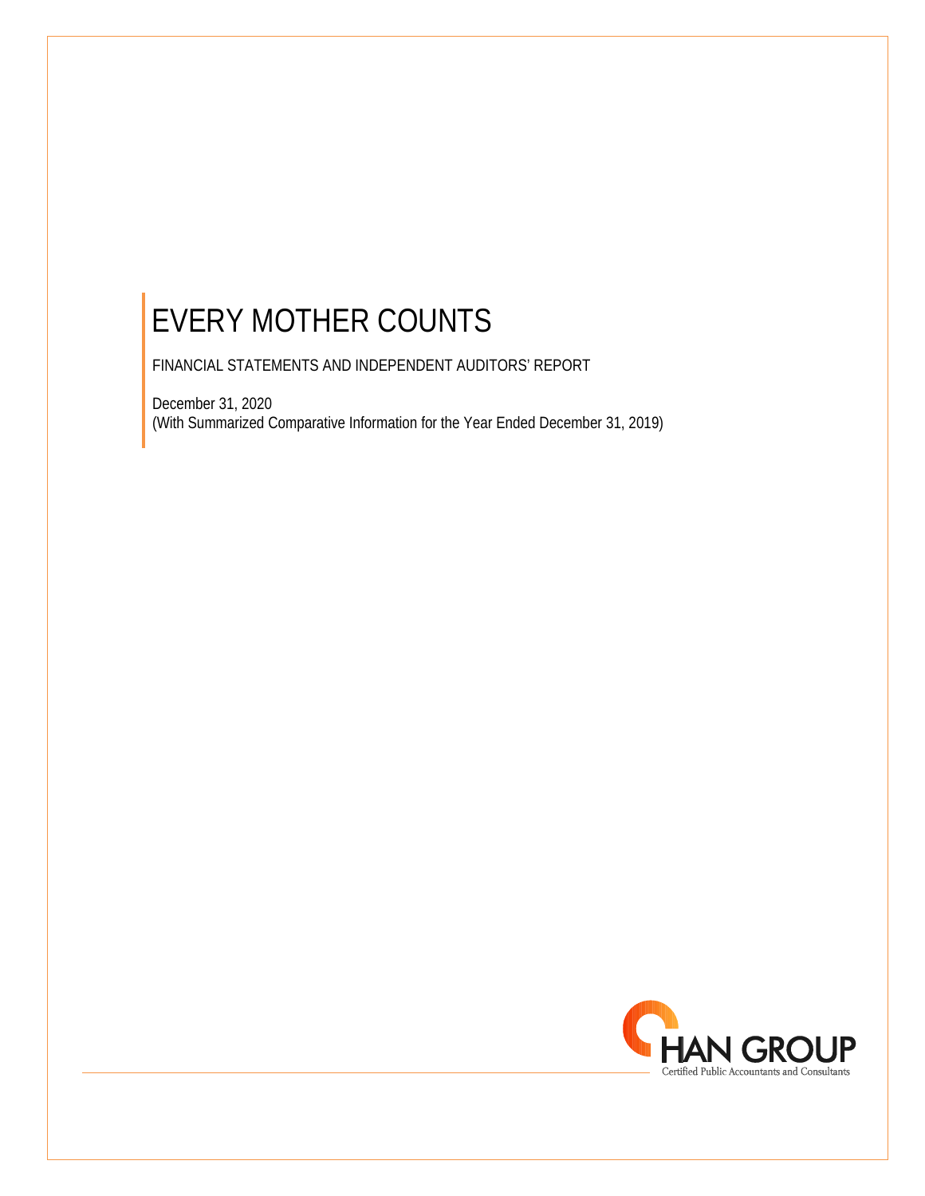# EVERY MOTHER COUNTS

FINANCIAL STATEMENTS AND INDEPENDENT AUDITORS' REPORT

December 31, 2020
(With Summarized Comparative Information for the Year Ended December 31, 2019)

CHAN GROUP
Certified Public Accountants and Consultants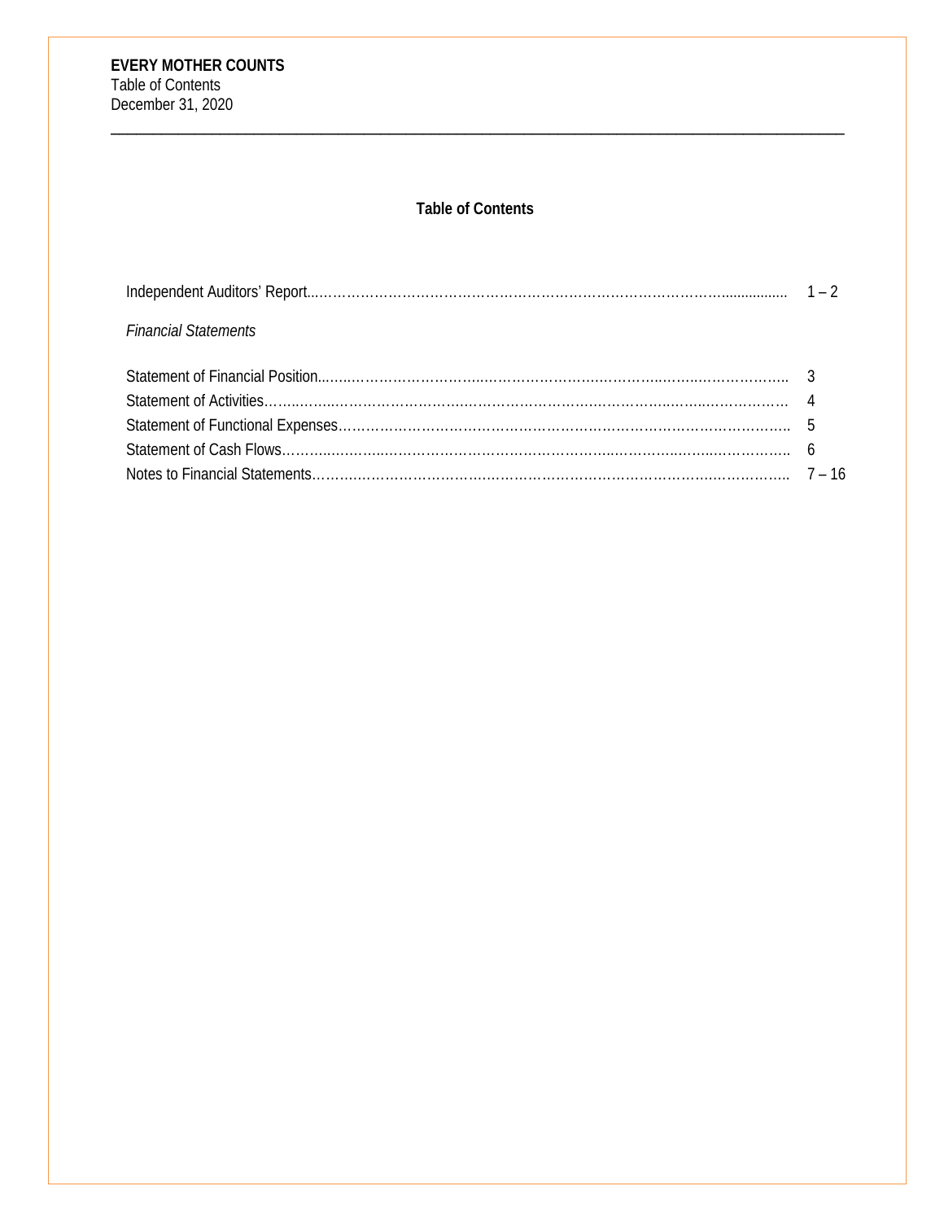**EVERY MOTHER COUNTS**
Table of Contents
December 31, 2020

## Table of Contents

| | |
|---|---|
| Independent Auditors' Report | 1 – 2 |
| *Financial Statements* | |
| Statement of Financial Position | 3 |
| Statement of Activities | 4 |
| Statement of Functional Expenses | 5 |
| Statement of Cash Flows | 6 |
| Notes to Financial Statements | 7 – 16 |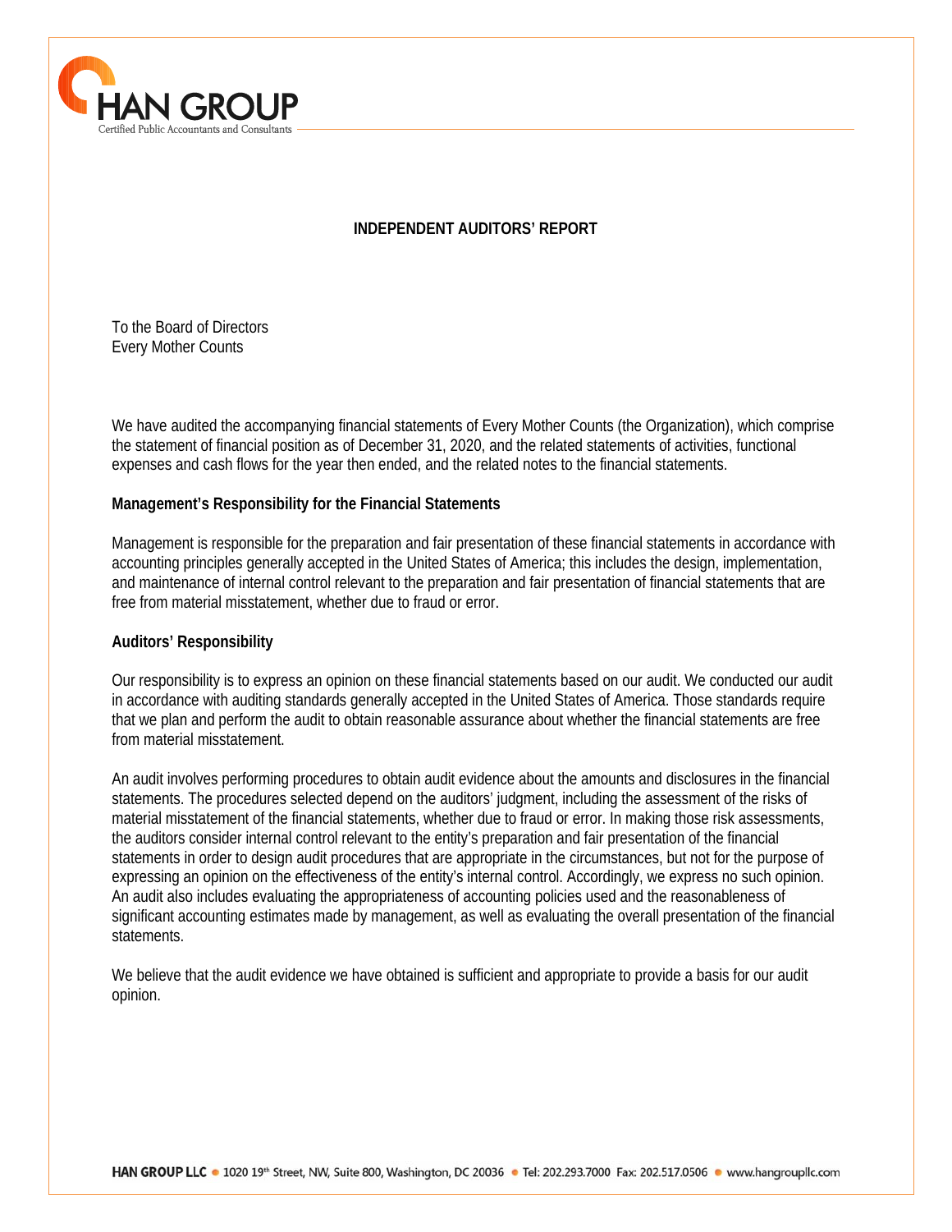# INDEPENDENT AUDITORS' REPORT

To the Board of Directors
Every Mother Counts

We have audited the accompanying financial statements of Every Mother Counts (the Organization), which comprise the statement of financial position as of December 31, 2020, and the related statements of activities, functional expenses and cash flows for the year then ended, and the related notes to the financial statements.

**Management's Responsibility for the Financial Statements**

Management is responsible for the preparation and fair presentation of these financial statements in accordance with accounting principles generally accepted in the United States of America; this includes the design, implementation, and maintenance of internal control relevant to the preparation and fair presentation of financial statements that are free from material misstatement, whether due to fraud or error.

**Auditors' Responsibility**

Our responsibility is to express an opinion on these financial statements based on our audit. We conducted our audit in accordance with auditing standards generally accepted in the United States of America. Those standards require that we plan and perform the audit to obtain reasonable assurance about whether the financial statements are free from material misstatement.

An audit involves performing procedures to obtain audit evidence about the amounts and disclosures in the financial statements. The procedures selected depend on the auditors' judgment, including the assessment of the risks of material misstatement of the financial statements, whether due to fraud or error. In making those risk assessments, the auditors consider internal control relevant to the entity's preparation and fair presentation of the financial statements in order to design audit procedures that are appropriate in the circumstances, but not for the purpose of expressing an opinion on the effectiveness of the entity's internal control. Accordingly, we express no such opinion. An audit also includes evaluating the appropriateness of accounting policies used and the reasonableness of significant accounting estimates made by management, as well as evaluating the overall presentation of the financial statements.

We believe that the audit evidence we have obtained is sufficient and appropriate to provide a basis for our audit opinion.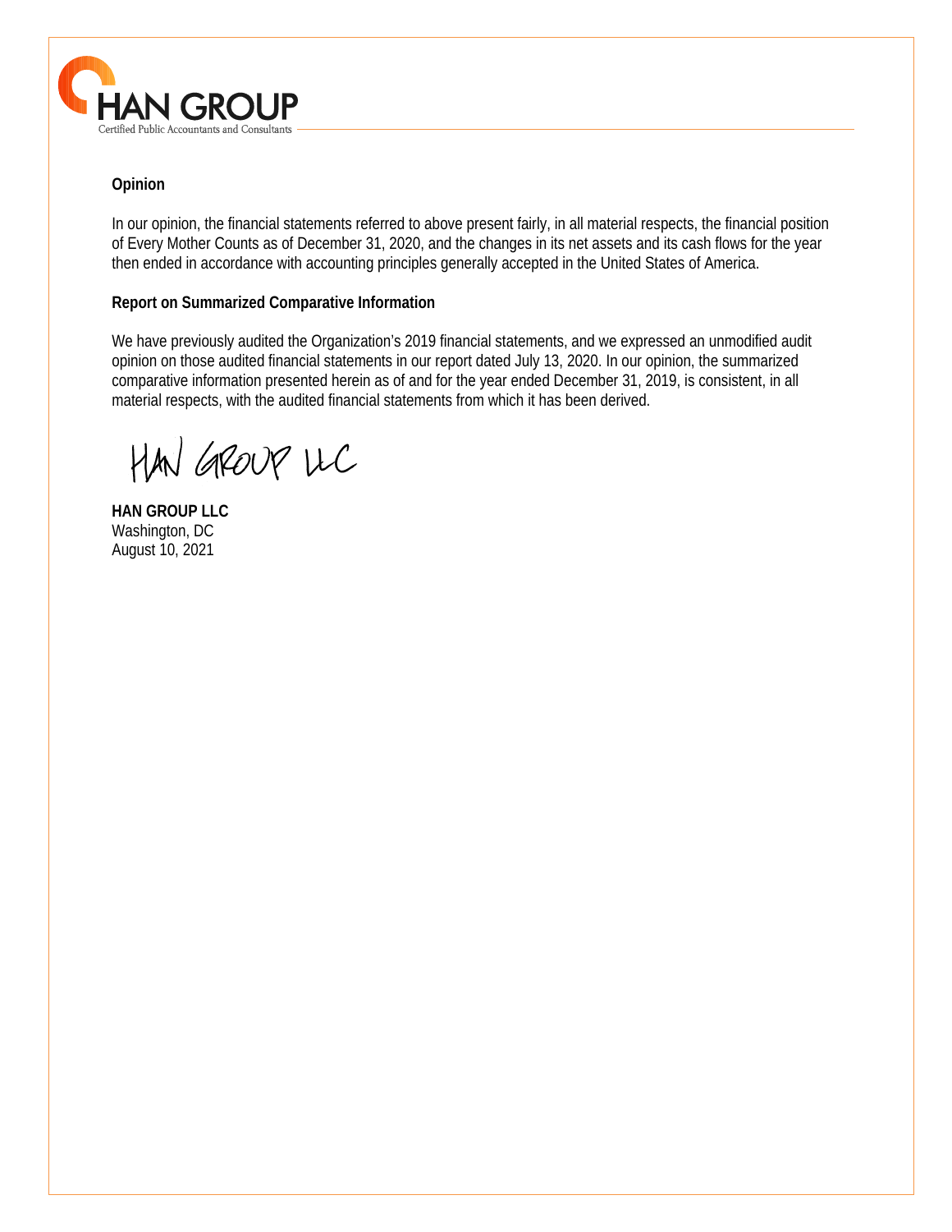## Opinion

In our opinion, the financial statements referred to above present fairly, in all material respects, the financial position of Every Mother Counts as of December 31, 2020, and the changes in its net assets and its cash flows for the year then ended in accordance with accounting principles generally accepted in the United States of America.

## Report on Summarized Comparative Information

We have previously audited the Organization's 2019 financial statements, and we expressed an unmodified audit opinion on those audited financial statements in our report dated July 13, 2020. In our opinion, the summarized comparative information presented herein as of and for the year ended December 31, 2019, is consistent, in all material respects, with the audited financial statements from which it has been derived.

HAN GROUP LLC

**HAN GROUP LLC**
Washington, DC
August 10, 2021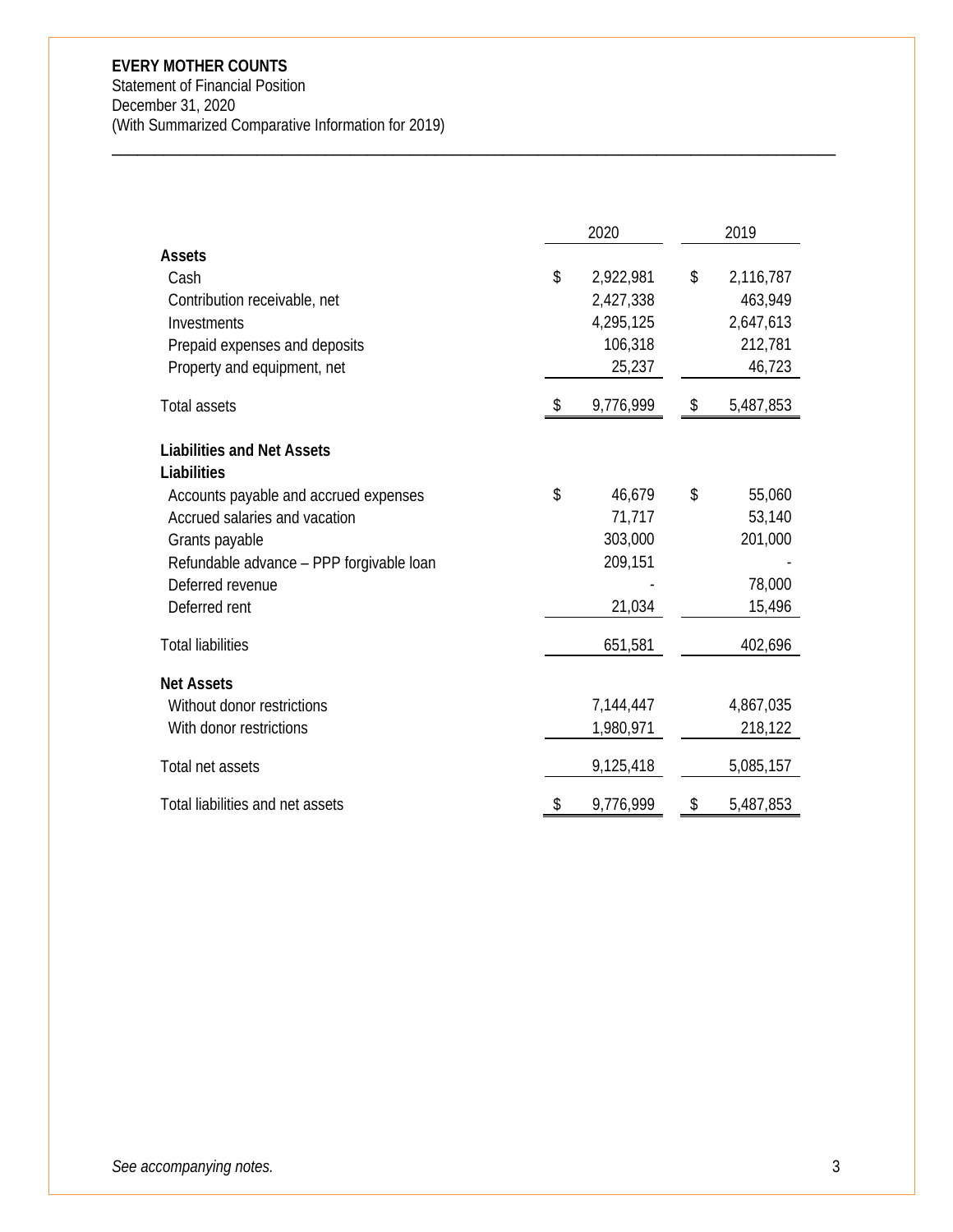**EVERY MOTHER COUNTS**
Statement of Financial Position
December 31, 2020
(With Summarized Comparative Information for 2019)

| | 2020 | 2019 |
|---|---|---|
| **Assets** | | |
| Cash | $ 2,922,981 | $ 2,116,787 |
| Contribution receivable, net | 2,427,338 | 463,949 |
| Investments | 4,295,125 | 2,647,613 |
| Prepaid expenses and deposits | 106,318 | 212,781 |
| Property and equipment, net | 25,237 | 46,723 |
| Total assets | $ 9,776,999 | $ 5,487,853 |
| **Liabilities and Net Assets** | | |
| **Liabilities** | | |
| Accounts payable and accrued expenses | $ 46,679 | $ 55,060 |
| Accrued salaries and vacation | 71,717 | 53,140 |
| Grants payable | 303,000 | 201,000 |
| Refundable advance – PPP forgivable loan | 209,151 | - |
| Deferred revenue | - | 78,000 |
| Deferred rent | 21,034 | 15,496 |
| Total liabilities | 651,581 | 402,696 |
| **Net Assets** | | |
| Without donor restrictions | 7,144,447 | 4,867,035 |
| With donor restrictions | 1,980,971 | 218,122 |
| Total net assets | 9,125,418 | 5,085,157 |
| Total liabilities and net assets | $ 9,776,999 | $ 5,487,853 |

*See accompanying notes.*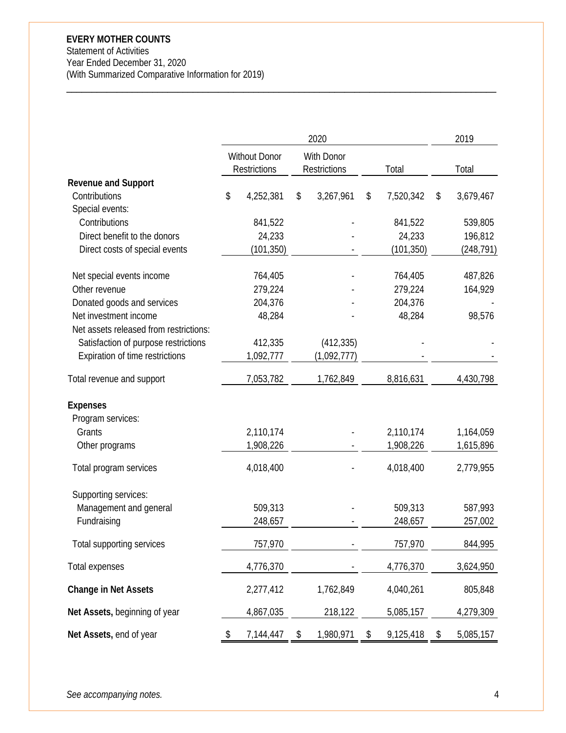**EVERY MOTHER COUNTS**
Statement of Activities
Year Ended December 31, 2020
(With Summarized Comparative Information for 2019)

| | 2020 | | | 2019 |
|---|---|---|---|---|
| | Without Donor Restrictions | With Donor Restrictions | Total | Total |
| **Revenue and Support** | | | | |
| Contributions | $ 4,252,381 | $ 3,267,961 | $ 7,520,342 | $ 3,679,467 |
| Special events: | | | | |
| Contributions | 841,522 | - | 841,522 | 539,805 |
| Direct benefit to the donors | 24,233 | - | 24,233 | 196,812 |
| Direct costs of special events | (101,350) | - | (101,350) | (248,791) |
| Net special events income | 764,405 | - | 764,405 | 487,826 |
| Other revenue | 279,224 | - | 279,224 | 164,929 |
| Donated goods and services | 204,376 | - | 204,376 | - |
| Net investment income | 48,284 | - | 48,284 | 98,576 |
| Net assets released from restrictions: | | | | |
| Satisfaction of purpose restrictions | 412,335 | (412,335) | - | - |
| Expiration of time restrictions | 1,092,777 | (1,092,777) | - | - |
| Total revenue and support | 7,053,782 | 1,762,849 | 8,816,631 | 4,430,798 |
| **Expenses** | | | | |
| Program services: | | | | |
| Grants | 2,110,174 | - | 2,110,174 | 1,164,059 |
| Other programs | 1,908,226 | - | 1,908,226 | 1,615,896 |
| Total program services | 4,018,400 | - | 4,018,400 | 2,779,955 |
| Supporting services: | | | | |
| Management and general | 509,313 | - | 509,313 | 587,993 |
| Fundraising | 248,657 | - | 248,657 | 257,002 |
| Total supporting services | 757,970 | - | 757,970 | 844,995 |
| Total expenses | 4,776,370 | - | 4,776,370 | 3,624,950 |
| **Change in Net Assets** | 2,277,412 | 1,762,849 | 4,040,261 | 805,848 |
| **Net Assets,** beginning of year | 4,867,035 | 218,122 | 5,085,157 | 4,279,309 |
| **Net Assets,** end of year | $ 7,144,447 | $ 1,980,971 | $ 9,125,418 | $ 5,085,157 |

*See accompanying notes.*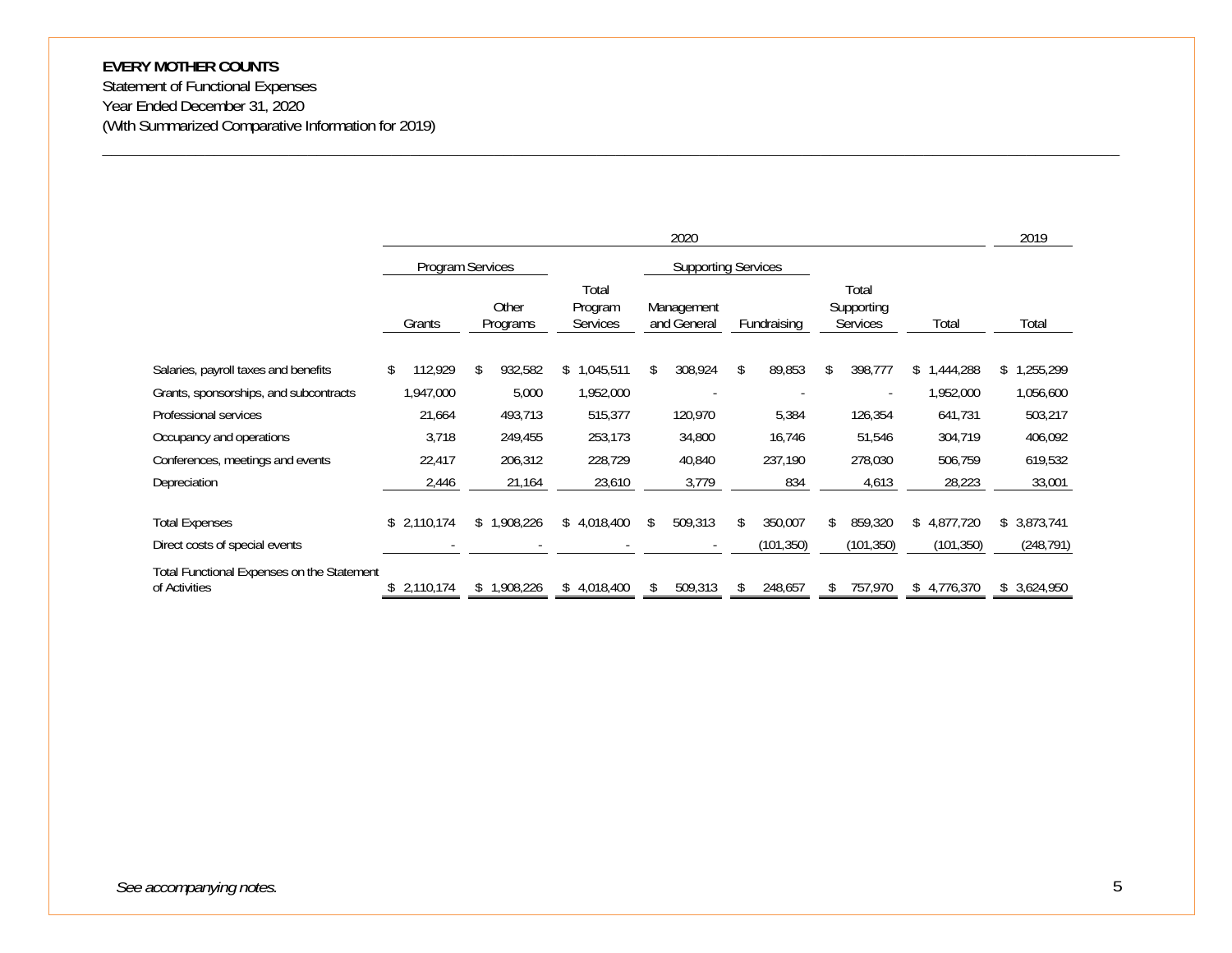**EVERY MOTHER COUNTS**
Statement of Functional Expenses
Year Ended December 31, 2020
(With Summarized Comparative Information for 2019)

| | 2020 | | | | | | | 2019 |
|---|---|---|---|---|---|---|---|---|
| | Program Services | | | Supporting Services | | | | |
| | Grants | Other Programs | Total Program Services | Management and General | Fundraising | Total Supporting Services | Total | Total |
| Salaries, payroll taxes and benefits | $ 112,929 | $ 932,582 | $ 1,045,511 | $ 308,924 | $ 89,853 | $ 398,777 | $ 1,444,288 | $ 1,255,299 |
| Grants, sponsorships, and subcontracts | 1,947,000 | 5,000 | 1,952,000 | - | - | - | 1,952,000 | 1,056,600 |
| Professional services | 21,664 | 493,713 | 515,377 | 120,970 | 5,384 | 126,354 | 641,731 | 503,217 |
| Occupancy and operations | 3,718 | 249,455 | 253,173 | 34,800 | 16,746 | 51,546 | 304,719 | 406,092 |
| Conferences, meetings and events | 22,417 | 206,312 | 228,729 | 40,840 | 237,190 | 278,030 | 506,759 | 619,532 |
| Depreciation | 2,446 | 21,164 | 23,610 | 3,779 | 834 | 4,613 | 28,223 | 33,001 |
| Total Expenses | $ 2,110,174 | $ 1,908,226 | $ 4,018,400 | $ 509,313 | $ 350,007 | $ 859,320 | $ 4,877,720 | $ 3,873,741 |
| Direct costs of special events | - | - | - | - | (101,350) | (101,350) | (101,350) | (248,791) |
| Total Functional Expenses on the Statement of Activities | $ 2,110,174 | $ 1,908,226 | $ 4,018,400 | $ 509,313 | $ 248,657 | $ 757,970 | $ 4,776,370 | $ 3,624,950 |

*See accompanying notes.*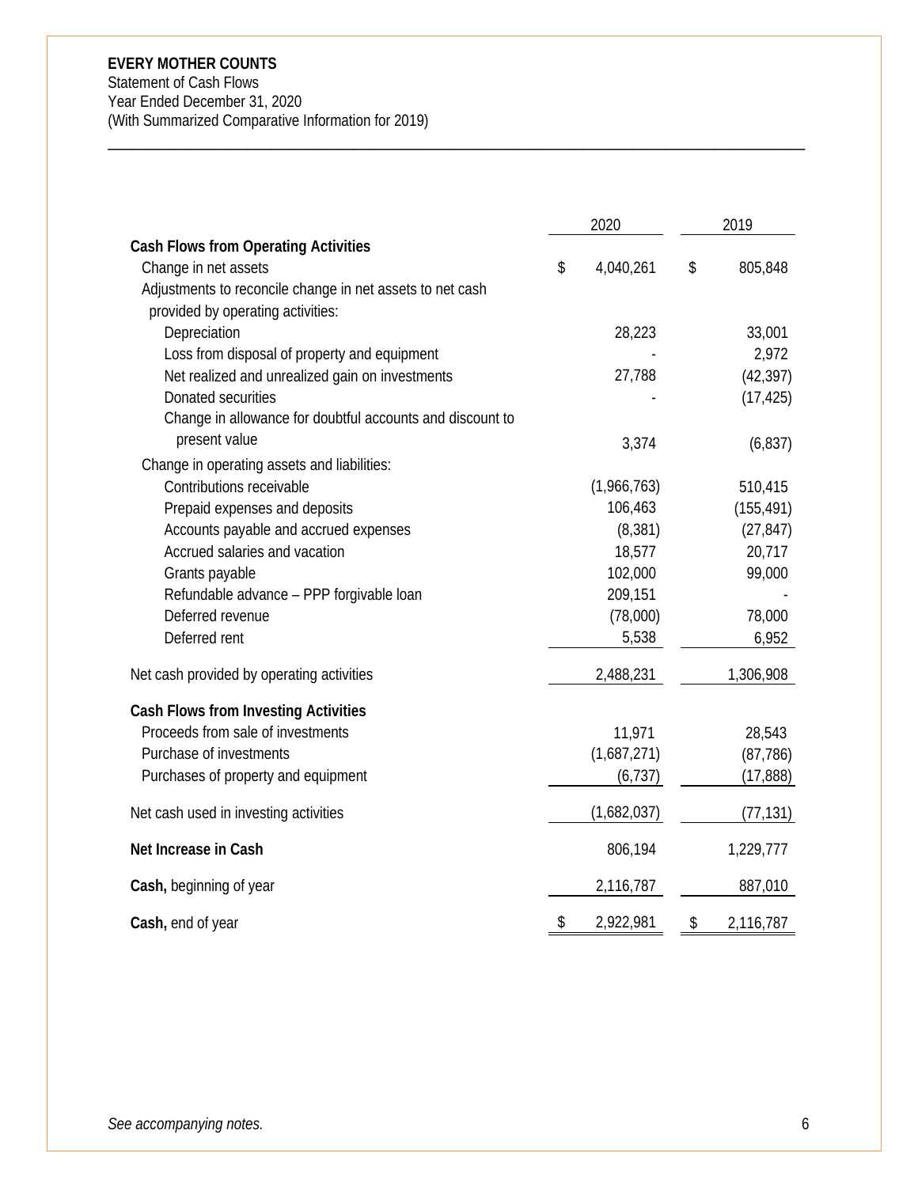**EVERY MOTHER COUNTS**
Statement of Cash Flows
Year Ended December 31, 2020
(With Summarized Comparative Information for 2019)

| | 2020 | 2019 |
|---|---|---|
| **Cash Flows from Operating Activities** | | |
| Change in net assets | $ 4,040,261 | $ 805,848 |
| Adjustments to reconcile change in net assets to net cash provided by operating activities: | | |
| Depreciation | 28,223 | 33,001 |
| Loss from disposal of property and equipment | - | 2,972 |
| Net realized and unrealized gain on investments | 27,788 | (42,397) |
| Donated securities | - | (17,425) |
| Change in allowance for doubtful accounts and discount to present value | 3,374 | (6,837) |
| Change in operating assets and liabilities: | | |
| Contributions receivable | (1,966,763) | 510,415 |
| Prepaid expenses and deposits | 106,463 | (155,491) |
| Accounts payable and accrued expenses | (8,381) | (27,847) |
| Accrued salaries and vacation | 18,577 | 20,717 |
| Grants payable | 102,000 | 99,000 |
| Refundable advance – PPP forgivable loan | 209,151 | - |
| Deferred revenue | (78,000) | 78,000 |
| Deferred rent | 5,538 | 6,952 |
| Net cash provided by operating activities | 2,488,231 | 1,306,908 |
| **Cash Flows from Investing Activities** | | |
| Proceeds from sale of investments | 11,971 | 28,543 |
| Purchase of investments | (1,687,271) | (87,786) |
| Purchases of property and equipment | (6,737) | (17,888) |
| Net cash used in investing activities | (1,682,037) | (77,131) |
| **Net Increase in Cash** | 806,194 | 1,229,777 |
| **Cash,** beginning of year | 2,116,787 | 887,010 |
| **Cash,** end of year | $ 2,922,981 | $ 2,116,787 |

*See accompanying notes.*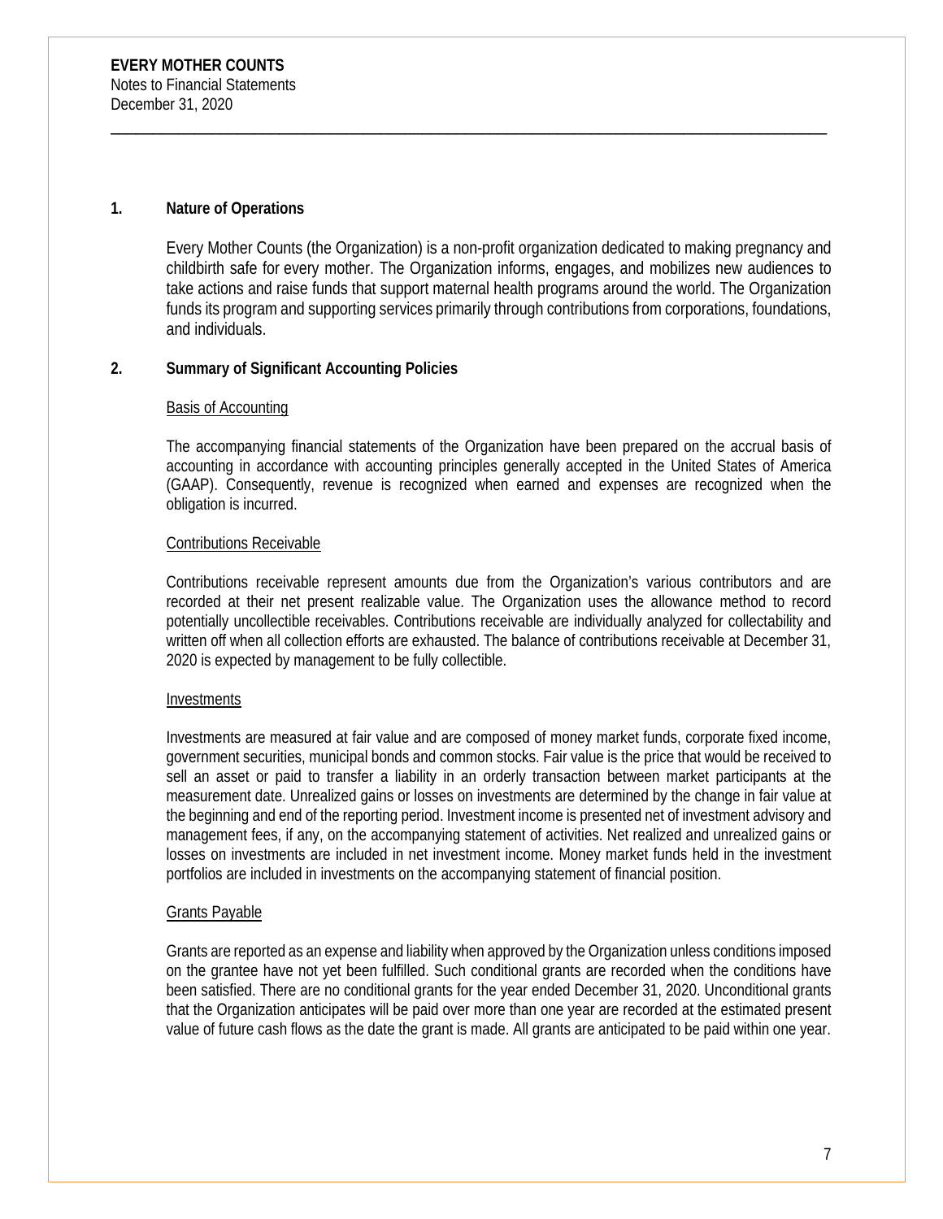**EVERY MOTHER COUNTS**
Notes to Financial Statements
December 31, 2020

## 1. Nature of Operations

Every Mother Counts (the Organization) is a non-profit organization dedicated to making pregnancy and childbirth safe for every mother. The Organization informs, engages, and mobilizes new audiences to take actions and raise funds that support maternal health programs around the world. The Organization funds its program and supporting services primarily through contributions from corporations, foundations, and individuals.

## 2. Summary of Significant Accounting Policies

### Basis of Accounting

The accompanying financial statements of the Organization have been prepared on the accrual basis of accounting in accordance with accounting principles generally accepted in the United States of America (GAAP). Consequently, revenue is recognized when earned and expenses are recognized when the obligation is incurred.

### Contributions Receivable

Contributions receivable represent amounts due from the Organization's various contributors and are recorded at their net present realizable value. The Organization uses the allowance method to record potentially uncollectible receivables. Contributions receivable are individually analyzed for collectability and written off when all collection efforts are exhausted. The balance of contributions receivable at December 31, 2020 is expected by management to be fully collectible.

### Investments

Investments are measured at fair value and are composed of money market funds, corporate fixed income, government securities, municipal bonds and common stocks. Fair value is the price that would be received to sell an asset or paid to transfer a liability in an orderly transaction between market participants at the measurement date. Unrealized gains or losses on investments are determined by the change in fair value at the beginning and end of the reporting period. Investment income is presented net of investment advisory and management fees, if any, on the accompanying statement of activities. Net realized and unrealized gains or losses on investments are included in net investment income. Money market funds held in the investment portfolios are included in investments on the accompanying statement of financial position.

### Grants Payable

Grants are reported as an expense and liability when approved by the Organization unless conditions imposed on the grantee have not yet been fulfilled. Such conditional grants are recorded when the conditions have been satisfied. There are no conditional grants for the year ended December 31, 2020. Unconditional grants that the Organization anticipates will be paid over more than one year are recorded at the estimated present value of future cash flows as the date the grant is made. All grants are anticipated to be paid within one year.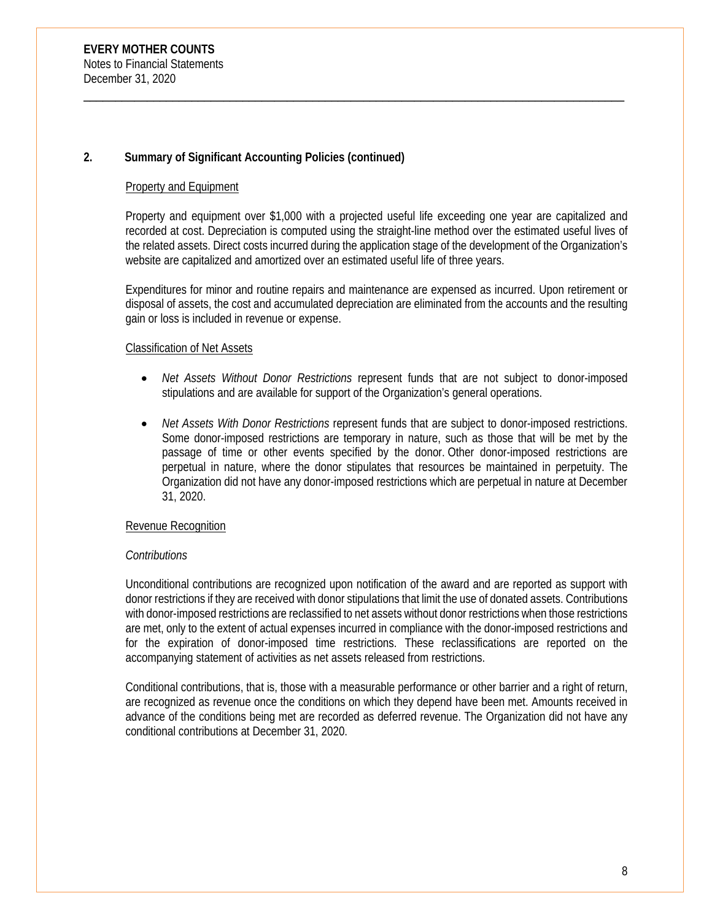## 2. Summary of Significant Accounting Policies (continued)

### Property and Equipment

Property and equipment over $1,000 with a projected useful life exceeding one year are capitalized and recorded at cost. Depreciation is computed using the straight-line method over the estimated useful lives of the related assets. Direct costs incurred during the application stage of the development of the Organization's website are capitalized and amortized over an estimated useful life of three years.

Expenditures for minor and routine repairs and maintenance are expensed as incurred. Upon retirement or disposal of assets, the cost and accumulated depreciation are eliminated from the accounts and the resulting gain or loss is included in revenue or expense.

### Classification of Net Assets

- *Net Assets Without Donor Restrictions* represent funds that are not subject to donor-imposed stipulations and are available for support of the Organization's general operations.
- *Net Assets With Donor Restrictions* represent funds that are subject to donor-imposed restrictions. Some donor-imposed restrictions are temporary in nature, such as those that will be met by the passage of time or other events specified by the donor. Other donor-imposed restrictions are perpetual in nature, where the donor stipulates that resources be maintained in perpetuity. The Organization did not have any donor-imposed restrictions which are perpetual in nature at December 31, 2020.

### Revenue Recognition

*Contributions*

Unconditional contributions are recognized upon notification of the award and are reported as support with donor restrictions if they are received with donor stipulations that limit the use of donated assets. Contributions with donor-imposed restrictions are reclassified to net assets without donor restrictions when those restrictions are met, only to the extent of actual expenses incurred in compliance with the donor-imposed restrictions and for the expiration of donor-imposed time restrictions. These reclassifications are reported on the accompanying statement of activities as net assets released from restrictions.

Conditional contributions, that is, those with a measurable performance or other barrier and a right of return, are recognized as revenue once the conditions on which they depend have been met. Amounts received in advance of the conditions being met are recorded as deferred revenue. The Organization did not have any conditional contributions at December 31, 2020.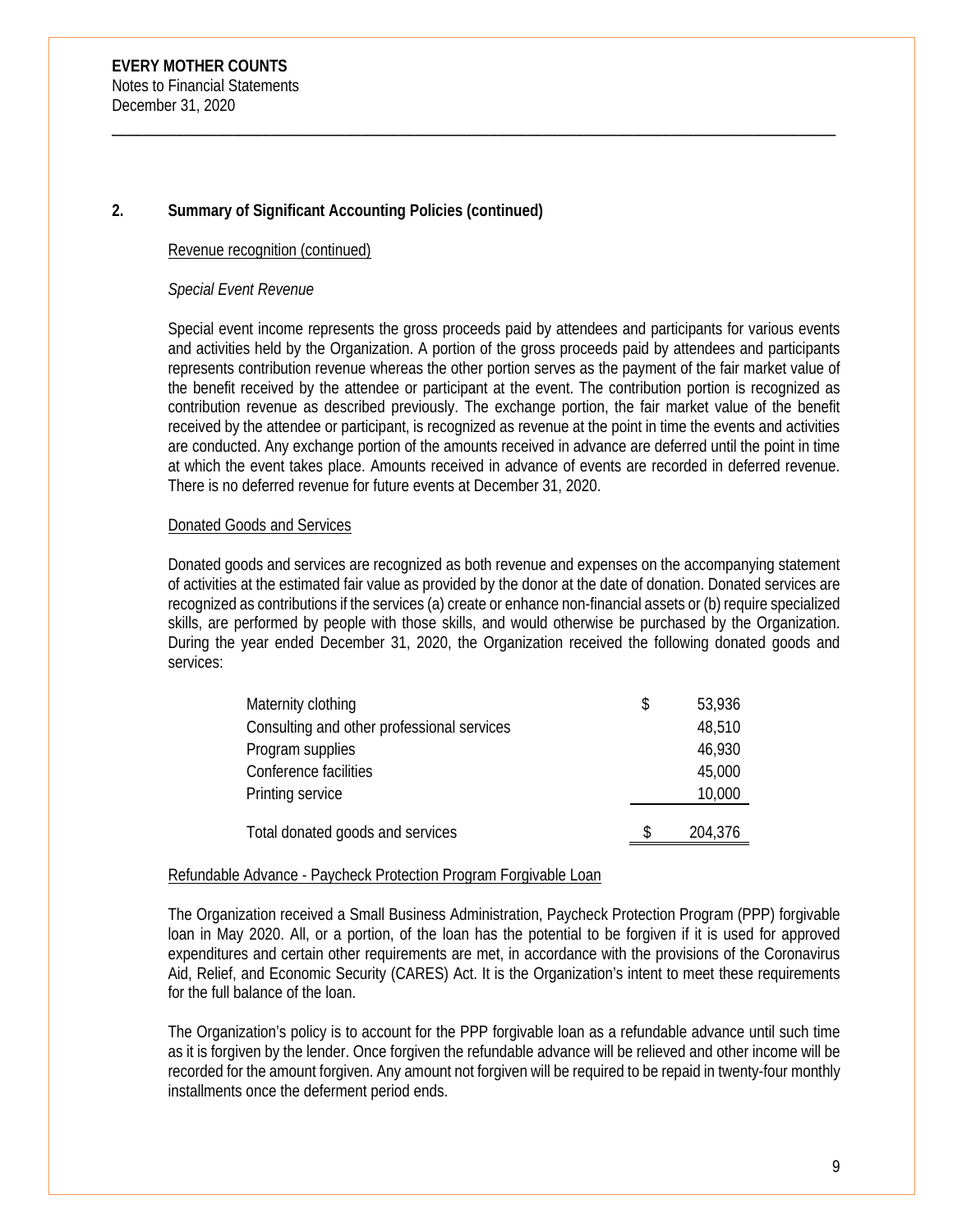## 2. Summary of Significant Accounting Policies (continued)

Revenue recognition (continued)

*Special Event Revenue*

Special event income represents the gross proceeds paid by attendees and participants for various events and activities held by the Organization. A portion of the gross proceeds paid by attendees and participants represents contribution revenue whereas the other portion serves as the payment of the fair market value of the benefit received by the attendee or participant at the event. The contribution portion is recognized as contribution revenue as described previously. The exchange portion, the fair market value of the benefit received by the attendee or participant, is recognized as revenue at the point in time the events and activities are conducted. Any exchange portion of the amounts received in advance are deferred until the point in time at which the event takes place. Amounts received in advance of events are recorded in deferred revenue. There is no deferred revenue for future events at December 31, 2020.

Donated Goods and Services

Donated goods and services are recognized as both revenue and expenses on the accompanying statement of activities at the estimated fair value as provided by the donor at the date of donation. Donated services are recognized as contributions if the services (a) create or enhance non-financial assets or (b) require specialized skills, are performed by people with those skills, and would otherwise be purchased by the Organization. During the year ended December 31, 2020, the Organization received the following donated goods and services:

| | |
|---|---|
| Maternity clothing | $ 53,936 |
| Consulting and other professional services | 48,510 |
| Program supplies | 46,930 |
| Conference facilities | 45,000 |
| Printing service | 10,000 |
| Total donated goods and services | $ 204,376 |

Refundable Advance - Paycheck Protection Program Forgivable Loan

The Organization received a Small Business Administration, Paycheck Protection Program (PPP) forgivable loan in May 2020. All, or a portion, of the loan has the potential to be forgiven if it is used for approved expenditures and certain other requirements are met, in accordance with the provisions of the Coronavirus Aid, Relief, and Economic Security (CARES) Act. It is the Organization's intent to meet these requirements for the full balance of the loan.

The Organization's policy is to account for the PPP forgivable loan as a refundable advance until such time as it is forgiven by the lender. Once forgiven the refundable advance will be relieved and other income will be recorded for the amount forgiven. Any amount not forgiven will be required to be repaid in twenty-four monthly installments once the deferment period ends.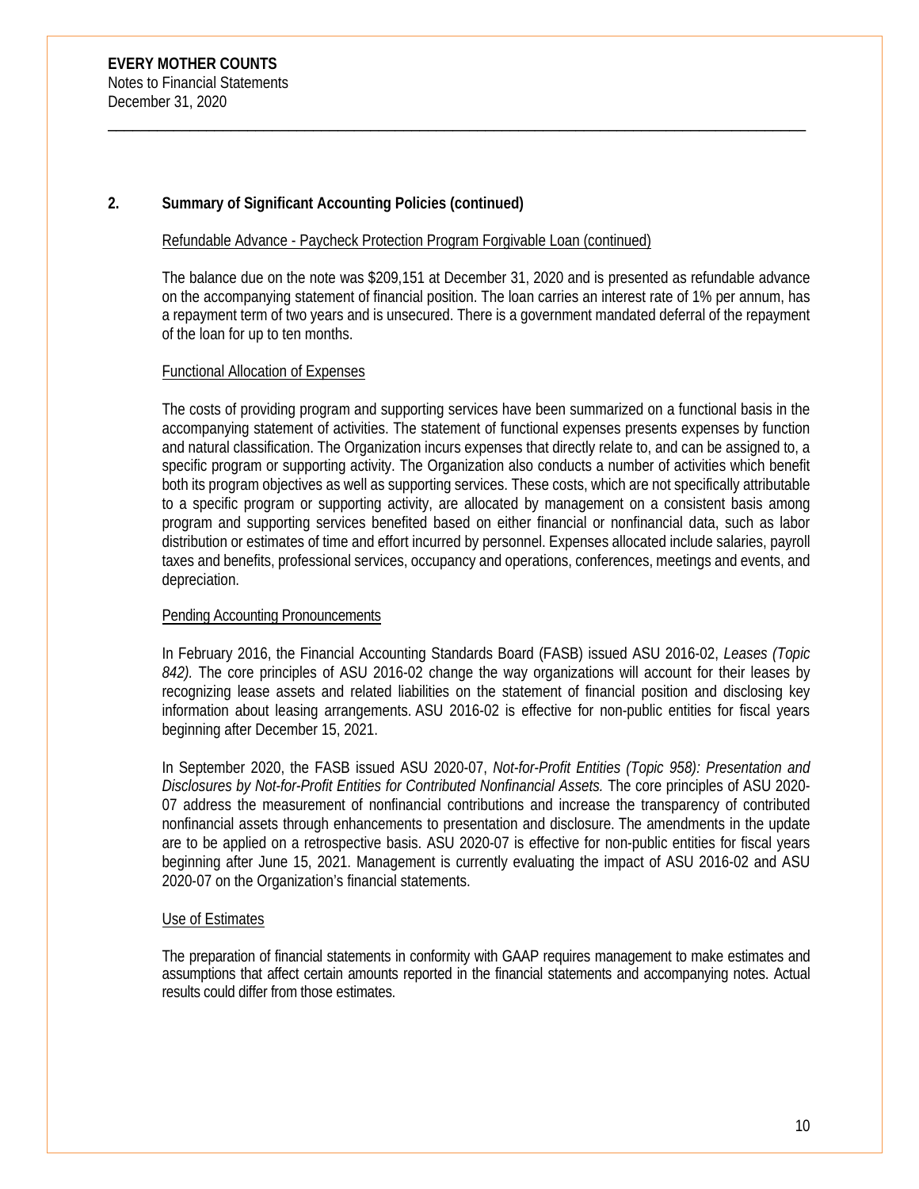**EVERY MOTHER COUNTS**
Notes to Financial Statements
December 31, 2020

## 2. Summary of Significant Accounting Policies (continued)

Refundable Advance - Paycheck Protection Program Forgivable Loan (continued)

The balance due on the note was $209,151 at December 31, 2020 and is presented as refundable advance on the accompanying statement of financial position. The loan carries an interest rate of 1% per annum, has a repayment term of two years and is unsecured. There is a government mandated deferral of the repayment of the loan for up to ten months.

Functional Allocation of Expenses

The costs of providing program and supporting services have been summarized on a functional basis in the accompanying statement of activities. The statement of functional expenses presents expenses by function and natural classification. The Organization incurs expenses that directly relate to, and can be assigned to, a specific program or supporting activity. The Organization also conducts a number of activities which benefit both its program objectives as well as supporting services. These costs, which are not specifically attributable to a specific program or supporting activity, are allocated by management on a consistent basis among program and supporting services benefited based on either financial or nonfinancial data, such as labor distribution or estimates of time and effort incurred by personnel. Expenses allocated include salaries, payroll taxes and benefits, professional services, occupancy and operations, conferences, meetings and events, and depreciation.

Pending Accounting Pronouncements

In February 2016, the Financial Accounting Standards Board (FASB) issued ASU 2016-02, *Leases (Topic 842).* The core principles of ASU 2016-02 change the way organizations will account for their leases by recognizing lease assets and related liabilities on the statement of financial position and disclosing key information about leasing arrangements. ASU 2016-02 is effective for non-public entities for fiscal years beginning after December 15, 2021.

In September 2020, the FASB issued ASU 2020-07, *Not-for-Profit Entities (Topic 958): Presentation and Disclosures by Not-for-Profit Entities for Contributed Nonfinancial Assets.* The core principles of ASU 2020-07 address the measurement of nonfinancial contributions and increase the transparency of contributed nonfinancial assets through enhancements to presentation and disclosure. The amendments in the update are to be applied on a retrospective basis. ASU 2020-07 is effective for non-public entities for fiscal years beginning after June 15, 2021. Management is currently evaluating the impact of ASU 2016-02 and ASU 2020-07 on the Organization's financial statements.

Use of Estimates

The preparation of financial statements in conformity with GAAP requires management to make estimates and assumptions that affect certain amounts reported in the financial statements and accompanying notes. Actual results could differ from those estimates.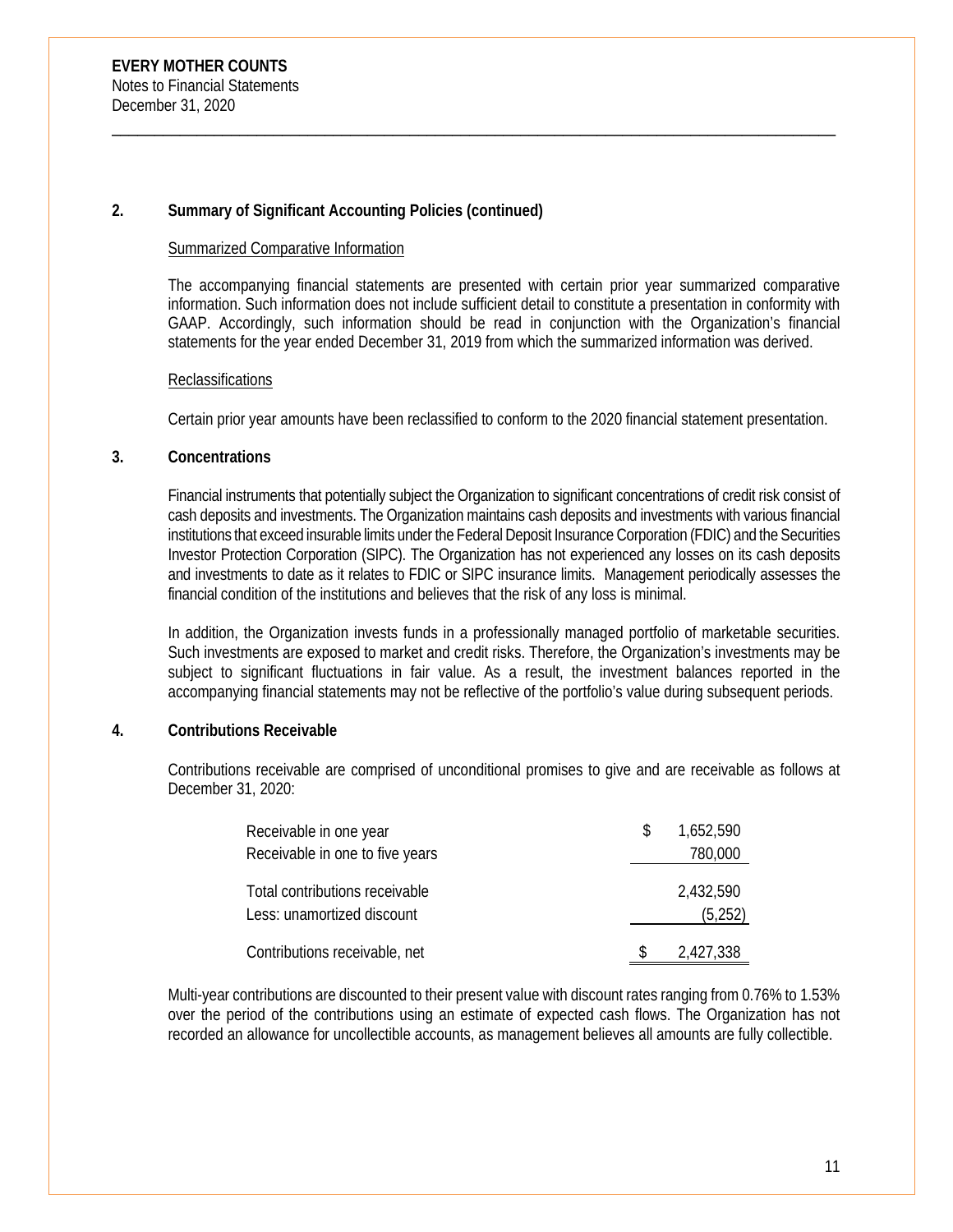## 2. Summary of Significant Accounting Policies (continued)

### Summarized Comparative Information

The accompanying financial statements are presented with certain prior year summarized comparative information. Such information does not include sufficient detail to constitute a presentation in conformity with GAAP. Accordingly, such information should be read in conjunction with the Organization's financial statements for the year ended December 31, 2019 from which the summarized information was derived.

### Reclassifications

Certain prior year amounts have been reclassified to conform to the 2020 financial statement presentation.

## 3. Concentrations

Financial instruments that potentially subject the Organization to significant concentrations of credit risk consist of cash deposits and investments. The Organization maintains cash deposits and investments with various financial institutions that exceed insurable limits under the Federal Deposit Insurance Corporation (FDIC) and the Securities Investor Protection Corporation (SIPC). The Organization has not experienced any losses on its cash deposits and investments to date as it relates to FDIC or SIPC insurance limits. Management periodically assesses the financial condition of the institutions and believes that the risk of any loss is minimal.

In addition, the Organization invests funds in a professionally managed portfolio of marketable securities. Such investments are exposed to market and credit risks. Therefore, the Organization's investments may be subject to significant fluctuations in fair value. As a result, the investment balances reported in the accompanying financial statements may not be reflective of the portfolio's value during subsequent periods.

## 4. Contributions Receivable

Contributions receivable are comprised of unconditional promises to give and are receivable as follows at December 31, 2020:

| | |
|---|---|
| Receivable in one year | $ 1,652,590 |
| Receivable in one to five years | 780,000 |
| Total contributions receivable | 2,432,590 |
| Less: unamortized discount | (5,252) |
| Contributions receivable, net | $ 2,427,338 |

Multi-year contributions are discounted to their present value with discount rates ranging from 0.76% to 1.53% over the period of the contributions using an estimate of expected cash flows. The Organization has not recorded an allowance for uncollectible accounts, as management believes all amounts are fully collectible.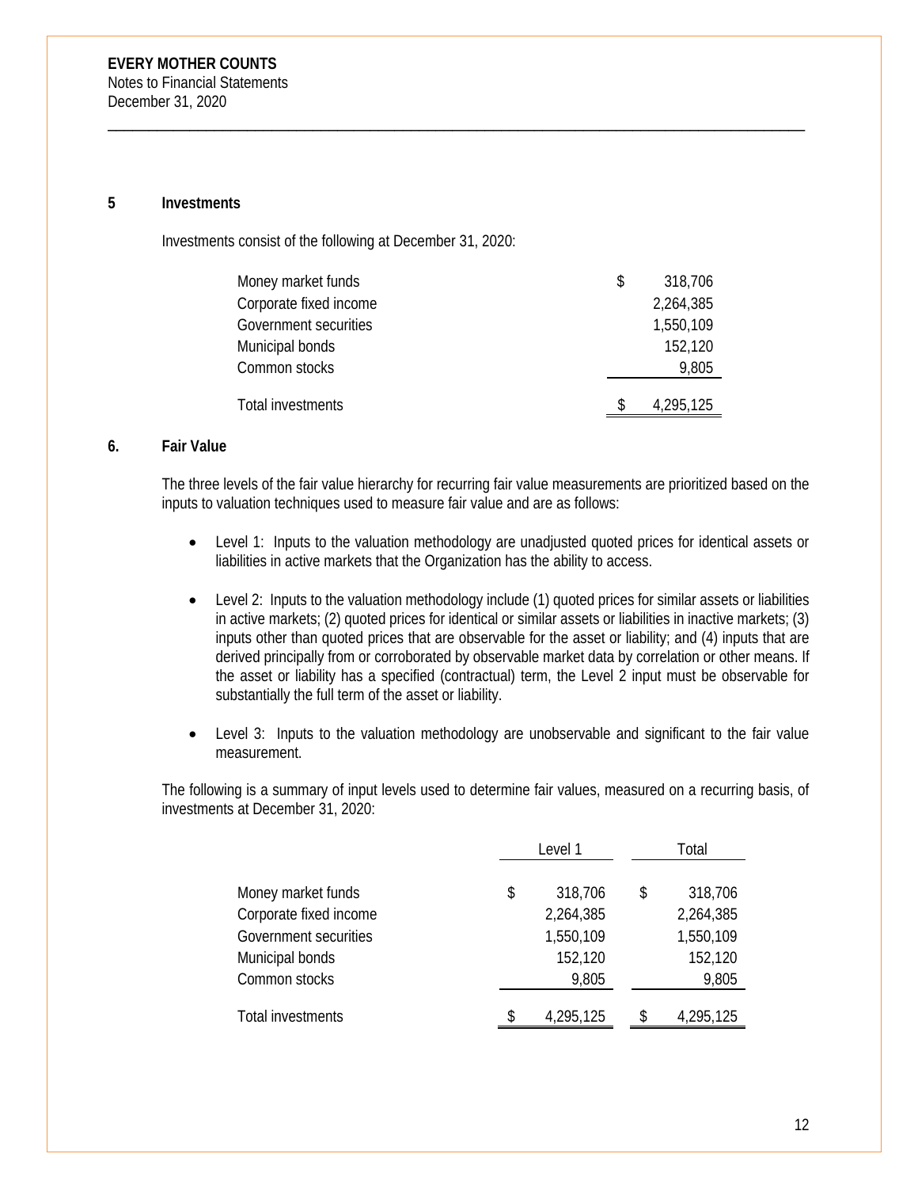**EVERY MOTHER COUNTS**
Notes to Financial Statements
December 31, 2020

## 5 Investments

Investments consist of the following at December 31, 2020:

| | |
|---|---|
| Money market funds | $ 318,706 |
| Corporate fixed income | 2,264,385 |
| Government securities | 1,550,109 |
| Municipal bonds | 152,120 |
| Common stocks | 9,805 |
| Total investments | $ 4,295,125 |

## 6. Fair Value

The three levels of the fair value hierarchy for recurring fair value measurements are prioritized based on the inputs to valuation techniques used to measure fair value and are as follows:

- Level 1: Inputs to the valuation methodology are unadjusted quoted prices for identical assets or liabilities in active markets that the Organization has the ability to access.
- Level 2: Inputs to the valuation methodology include (1) quoted prices for similar assets or liabilities in active markets; (2) quoted prices for identical or similar assets or liabilities in inactive markets; (3) inputs other than quoted prices that are observable for the asset or liability; and (4) inputs that are derived principally from or corroborated by observable market data by correlation or other means. If the asset or liability has a specified (contractual) term, the Level 2 input must be observable for substantially the full term of the asset or liability.
- Level 3: Inputs to the valuation methodology are unobservable and significant to the fair value measurement.

The following is a summary of input levels used to determine fair values, measured on a recurring basis, of investments at December 31, 2020:

| | Level 1 | Total |
|---|---|---|
| Money market funds | $ 318,706 | $ 318,706 |
| Corporate fixed income | 2,264,385 | 2,264,385 |
| Government securities | 1,550,109 | 1,550,109 |
| Municipal bonds | 152,120 | 152,120 |
| Common stocks | 9,805 | 9,805 |
| Total investments | $ 4,295,125 | $ 4,295,125 |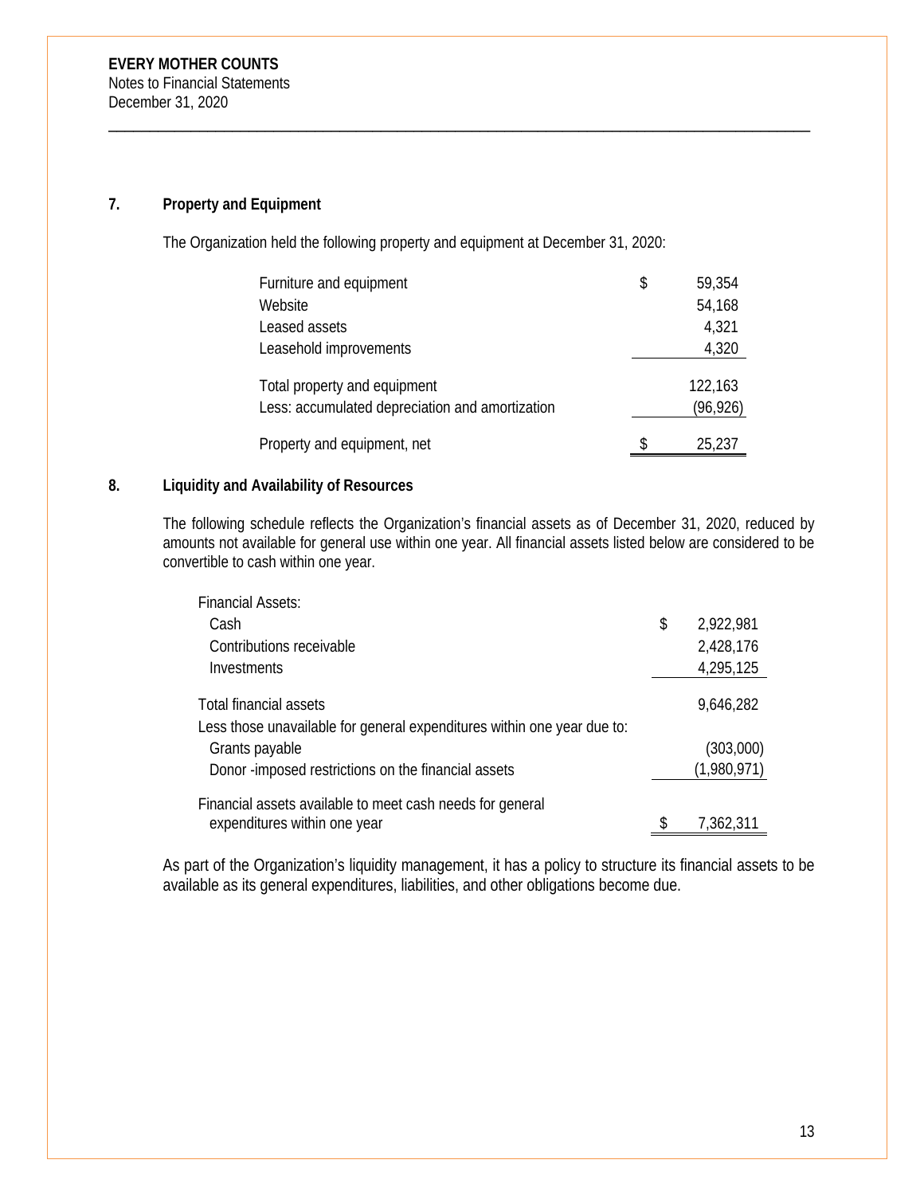**EVERY MOTHER COUNTS**
Notes to Financial Statements
December 31, 2020

## 7. Property and Equipment

The Organization held the following property and equipment at December 31, 2020:

| | |
|---|---|
| Furniture and equipment | $ 59,354 |
| Website | 54,168 |
| Leased assets | 4,321 |
| Leasehold improvements | 4,320 |
| Total property and equipment | 122,163 |
| Less: accumulated depreciation and amortization | (96,926) |
| Property and equipment, net | $ 25,237 |

## 8. Liquidity and Availability of Resources

The following schedule reflects the Organization's financial assets as of December 31, 2020, reduced by amounts not available for general use within one year. All financial assets listed below are considered to be convertible to cash within one year.

| | |
|---|---|
| Financial Assets: | |
| Cash | $ 2,922,981 |
| Contributions receivable | 2,428,176 |
| Investments | 4,295,125 |
| Total financial assets | 9,646,282 |
| Less those unavailable for general expenditures within one year due to: | |
| Grants payable | (303,000) |
| Donor -imposed restrictions on the financial assets | (1,980,971) |
| Financial assets available to meet cash needs for general expenditures within one year | $ 7,362,311 |

As part of the Organization's liquidity management, it has a policy to structure its financial assets to be available as its general expenditures, liabilities, and other obligations become due.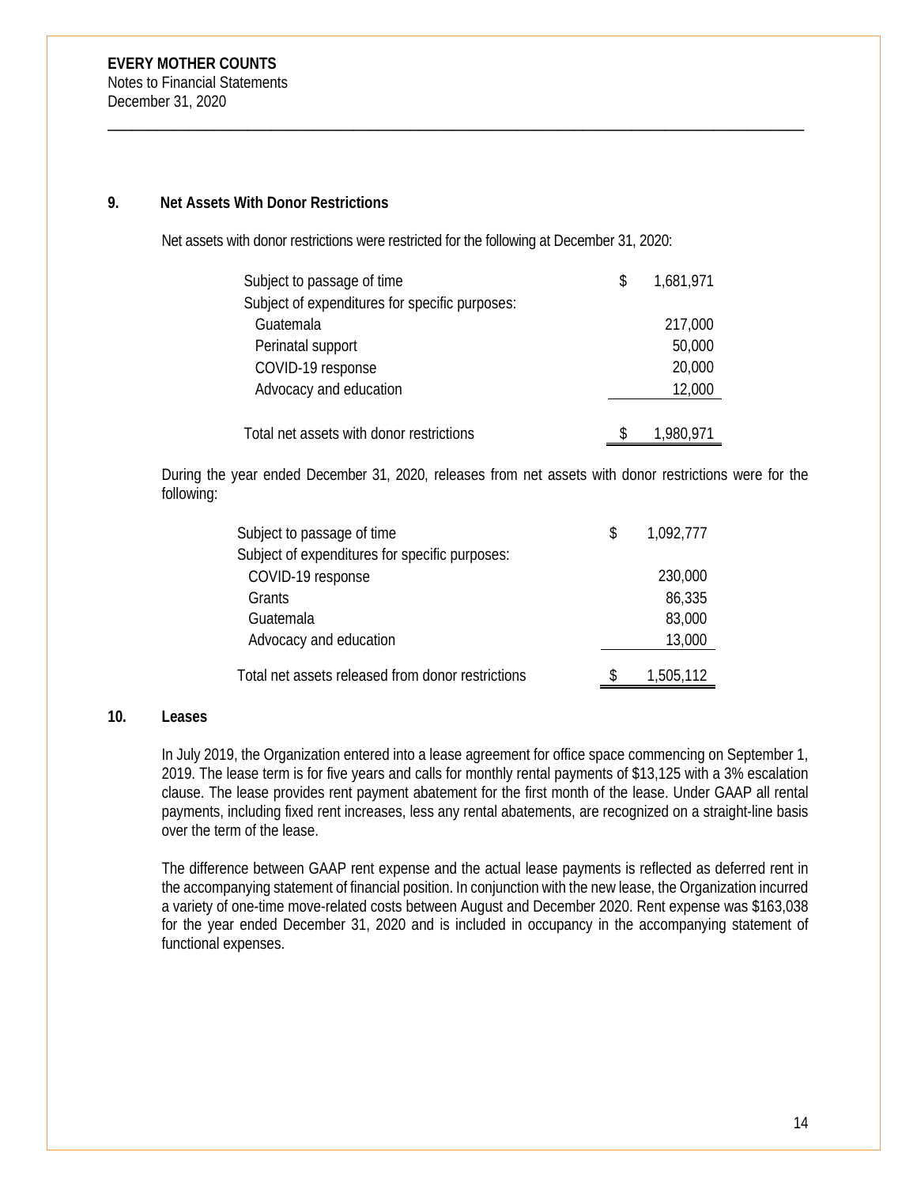**EVERY MOTHER COUNTS**
Notes to Financial Statements
December 31, 2020

## 9. Net Assets With Donor Restrictions

Net assets with donor restrictions were restricted for the following at December 31, 2020:

| | |
|---|---|
| Subject to passage of time | $ 1,681,971 |
| Subject of expenditures for specific purposes: | |
| Guatemala | 217,000 |
| Perinatal support | 50,000 |
| COVID-19 response | 20,000 |
| Advocacy and education | 12,000 |
| Total net assets with donor restrictions | $ 1,980,971 |

During the year ended December 31, 2020, releases from net assets with donor restrictions were for the following:

| | |
|---|---|
| Subject to passage of time | $ 1,092,777 |
| Subject of expenditures for specific purposes: | |
| COVID-19 response | 230,000 |
| Grants | 86,335 |
| Guatemala | 83,000 |
| Advocacy and education | 13,000 |
| Total net assets released from donor restrictions | $ 1,505,112 |

## 10. Leases

In July 2019, the Organization entered into a lease agreement for office space commencing on September 1, 2019. The lease term is for five years and calls for monthly rental payments of $13,125 with a 3% escalation clause. The lease provides rent payment abatement for the first month of the lease. Under GAAP all rental payments, including fixed rent increases, less any rental abatements, are recognized on a straight-line basis over the term of the lease.

The difference between GAAP rent expense and the actual lease payments is reflected as deferred rent in the accompanying statement of financial position. In conjunction with the new lease, the Organization incurred a variety of one-time move-related costs between August and December 2020. Rent expense was $163,038 for the year ended December 31, 2020 and is included in occupancy in the accompanying statement of functional expenses.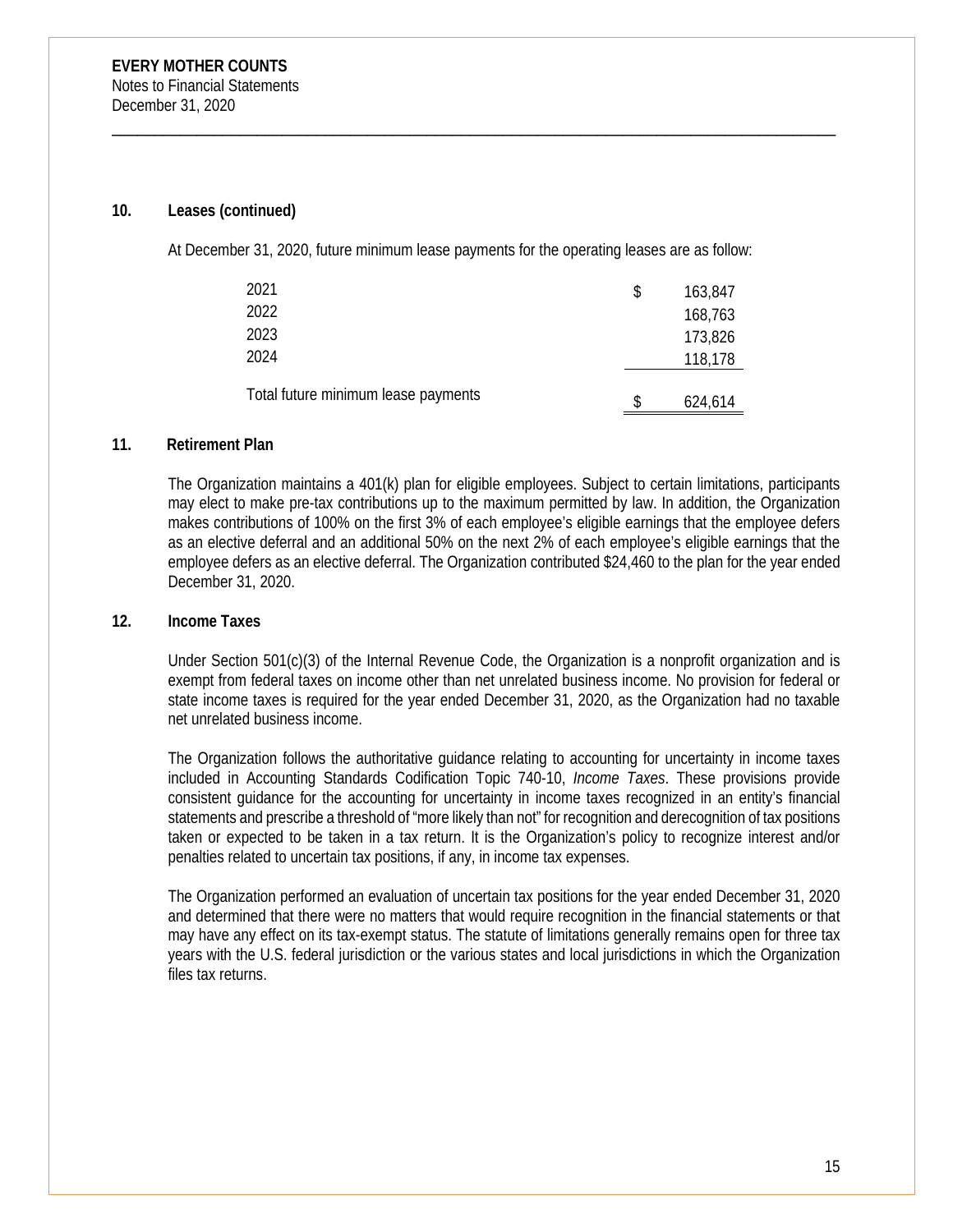## 10. Leases (continued)

At December 31, 2020, future minimum lease payments for the operating leases are as follow:

| | |
|---|---|
| 2021 | $ 163,847 |
| 2022 | 168,763 |
| 2023 | 173,826 |
| 2024 | 118,178 |
| Total future minimum lease payments | $ 624,614 |

## 11. Retirement Plan

The Organization maintains a 401(k) plan for eligible employees. Subject to certain limitations, participants may elect to make pre-tax contributions up to the maximum permitted by law. In addition, the Organization makes contributions of 100% on the first 3% of each employee's eligible earnings that the employee defers as an elective deferral and an additional 50% on the next 2% of each employee's eligible earnings that the employee defers as an elective deferral. The Organization contributed $24,460 to the plan for the year ended December 31, 2020.

## 12. Income Taxes

Under Section 501(c)(3) of the Internal Revenue Code, the Organization is a nonprofit organization and is exempt from federal taxes on income other than net unrelated business income. No provision for federal or state income taxes is required for the year ended December 31, 2020, as the Organization had no taxable net unrelated business income.

The Organization follows the authoritative guidance relating to accounting for uncertainty in income taxes included in Accounting Standards Codification Topic 740-10, *Income Taxes*. These provisions provide consistent guidance for the accounting for uncertainty in income taxes recognized in an entity's financial statements and prescribe a threshold of "more likely than not" for recognition and derecognition of tax positions taken or expected to be taken in a tax return. It is the Organization's policy to recognize interest and/or penalties related to uncertain tax positions, if any, in income tax expenses.

The Organization performed an evaluation of uncertain tax positions for the year ended December 31, 2020 and determined that there were no matters that would require recognition in the financial statements or that may have any effect on its tax-exempt status. The statute of limitations generally remains open for three tax years with the U.S. federal jurisdiction or the various states and local jurisdictions in which the Organization files tax returns.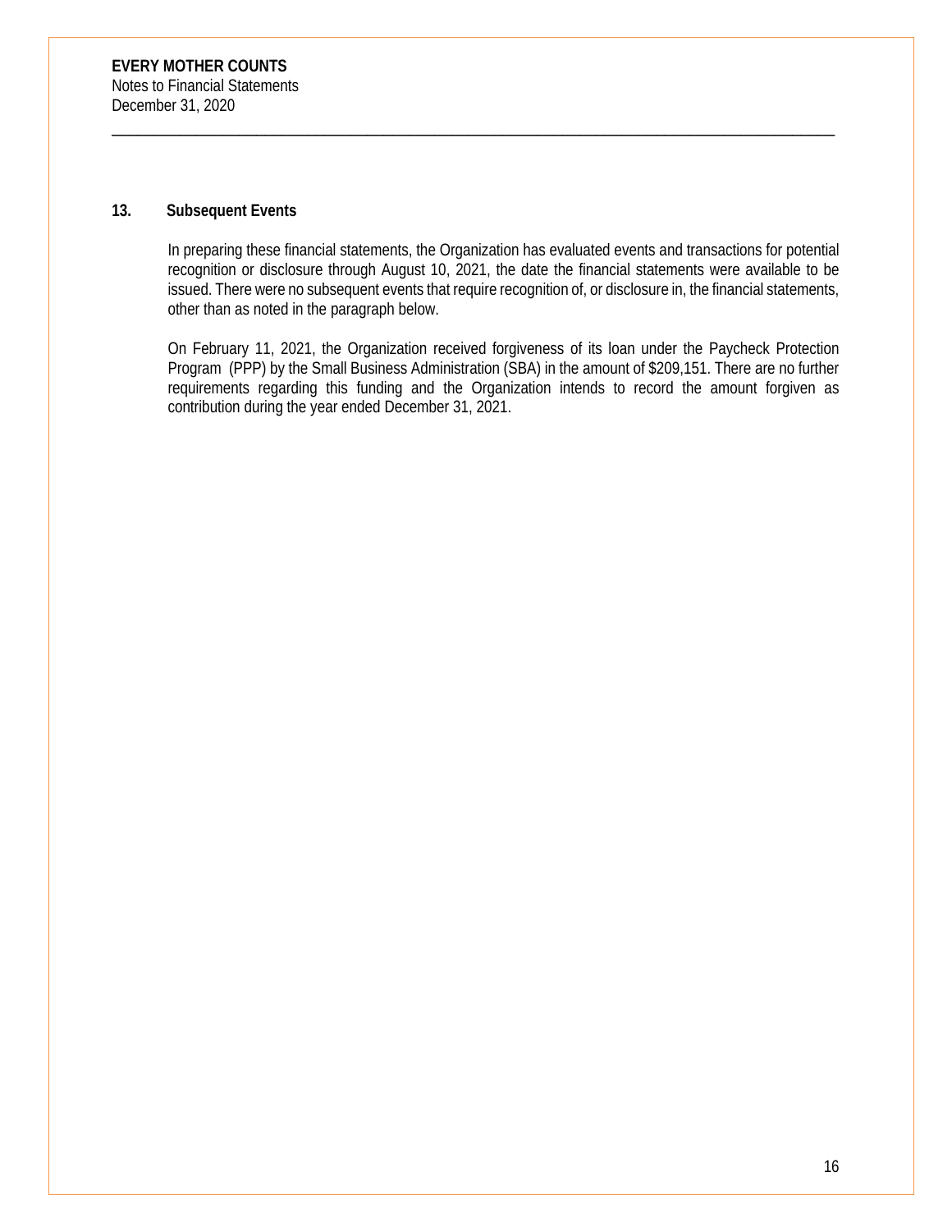## 13. Subsequent Events

In preparing these financial statements, the Organization has evaluated events and transactions for potential recognition or disclosure through August 10, 2021, the date the financial statements were available to be issued. There were no subsequent events that require recognition of, or disclosure in, the financial statements, other than as noted in the paragraph below.

On February 11, 2021, the Organization received forgiveness of its loan under the Paycheck Protection Program (PPP) by the Small Business Administration (SBA) in the amount of $209,151. There are no further requirements regarding this funding and the Organization intends to record the amount forgiven as contribution during the year ended December 31, 2021.